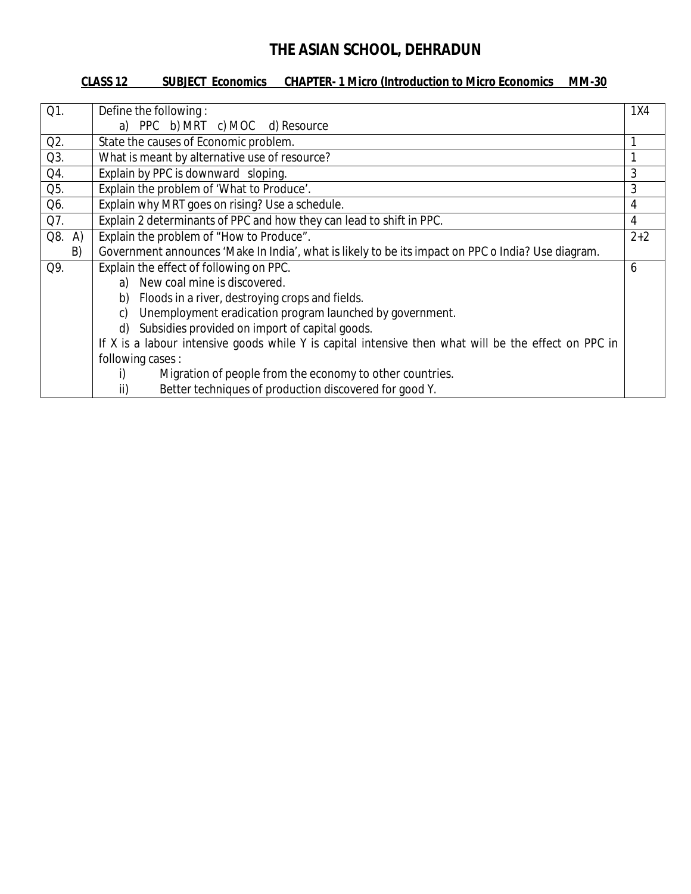# THE ASIAN SCHOOL, DEHRADUN

**CLASS 12 SUBJECT Economics CHAPTER- 1 Micro (Introduction to Micro Economics MM-30**

| | | |
|---|---|---|
| Q1. | Define the following :<br>a) PPC b) MRT c) MOC d) Resource | 1X4 |
| Q2. | State the causes of Economic problem. | 1 |
| Q3. | What is meant by alternative use of resource? | 1 |
| Q4. | Explain by PPC is downward sloping. | 3 |
| Q5. | Explain the problem of 'What to Produce'. | 3 |
| Q6. | Explain why MRT goes on rising? Use a schedule. | 4 |
| Q7. | Explain 2 determinants of PPC and how they can lead to shift in PPC. | 4 |
| Q8. A)<br>B) | Explain the problem of "How to Produce".<br>Government announces 'Make In India', what is likely to be its impact on PPC o India? Use diagram. | 2+2 |
| Q9. | Explain the effect of following on PPC.<br>a) New coal mine is discovered.<br>b) Floods in a river, destroying crops and fields.<br>c) Unemployment eradication program launched by government.<br>d) Subsidies provided on import of capital goods.<br>If X is a labour intensive goods while Y is capital intensive then what will be the effect on PPC in following cases :<br>i) Migration of people from the economy to other countries.<br>ii) Better techniques of production discovered for good Y. | 6 |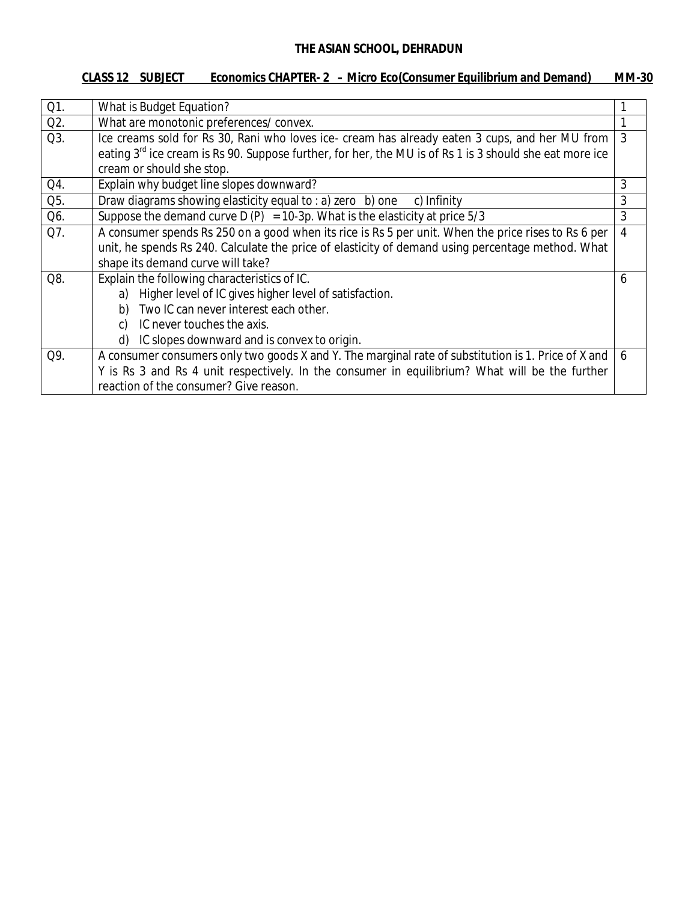**THE ASIAN SCHOOL, DEHRADUN**

**CLASS 12 SUBJECT Economics CHAPTER- 2 – Micro Eco(Consumer Equilibrium and Demand) MM-30**

| Q1. | What is Budget Equation? | 1 |
|---|---|---|
| Q2. | What are monotonic preferences/ convex. | 1 |
| Q3. | Ice creams sold for Rs 30, Rani who loves ice- cream has already eaten 3 cups, and her MU from eating 3rd ice cream is Rs 90. Suppose further, for her, the MU is of Rs 1 is 3 should she eat more ice cream or should she stop. | 3 |
| Q4. | Explain why budget line slopes downward? | 3 |
| Q5. | Draw diagrams showing elasticity equal to : a) zero b) one c) Infinity | 3 |
| Q6. | Suppose the demand curve D (P) = 10-3p. What is the elasticity at price 5/3 | 3 |
| Q7. | A consumer spends Rs 250 on a good when its rice is Rs 5 per unit. When the price rises to Rs 6 per unit, he spends Rs 240. Calculate the price of elasticity of demand using percentage method. What shape its demand curve will take? | 4 |
| Q8. | Explain the following characteristics of IC.<br>a) Higher level of IC gives higher level of satisfaction.<br>b) Two IC can never interest each other.<br>c) IC never touches the axis.<br>d) IC slopes downward and is convex to origin. | 6 |
| Q9. | A consumer consumers only two goods X and Y. The marginal rate of substitution is 1. Price of X and Y is Rs 3 and Rs 4 unit respectively. In the consumer in equilibrium? What will be the further reaction of the consumer? Give reason. | 6 |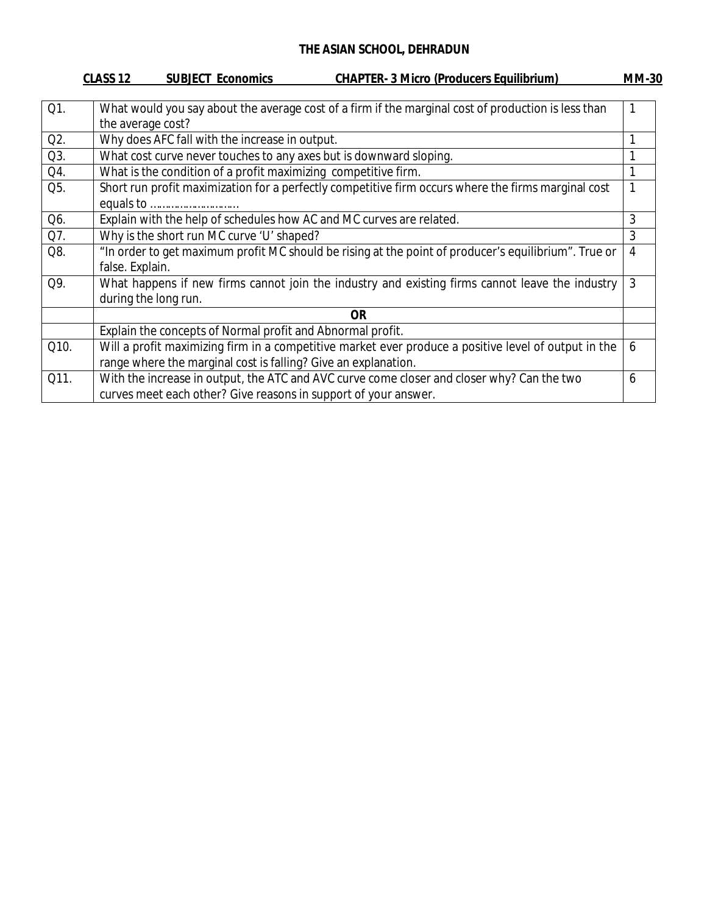**THE ASIAN SCHOOL, DEHRADUN**

**CLASS 12** **SUBJECT Economics** **CHAPTER- 3 Micro (Producers Equilibrium)** **MM-30**

| | | |
|---|---|---|
| Q1. | What would you say about the average cost of a firm if the marginal cost of production is less than the average cost? | 1 |
| Q2. | Why does AFC fall with the increase in output. | 1 |
| Q3. | What cost curve never touches to any axes but is downward sloping. | 1 |
| Q4. | What is the condition of a profit maximizing competitive firm. | 1 |
| Q5. | Short run profit maximization for a perfectly competitive firm occurs where the firms marginal cost equals to ………………………. | 1 |
| Q6. | Explain with the help of schedules how AC and MC curves are related. | 3 |
| Q7. | Why is the short run MC curve 'U' shaped? | 3 |
| Q8. | "In order to get maximum profit MC should be rising at the point of producer's equilibrium". True or false. Explain. | 4 |
| Q9. | What happens if new firms cannot join the industry and existing firms cannot leave the industry during the long run. | 3 |
| | **OR** | |
| | Explain the concepts of Normal profit and Abnormal profit. | |
| Q10. | Will a profit maximizing firm in a competitive market ever produce a positive level of output in the range where the marginal cost is falling? Give an explanation. | 6 |
| Q11. | With the increase in output, the ATC and AVC curve come closer and closer why? Can the two curves meet each other? Give reasons in support of your answer. | 6 |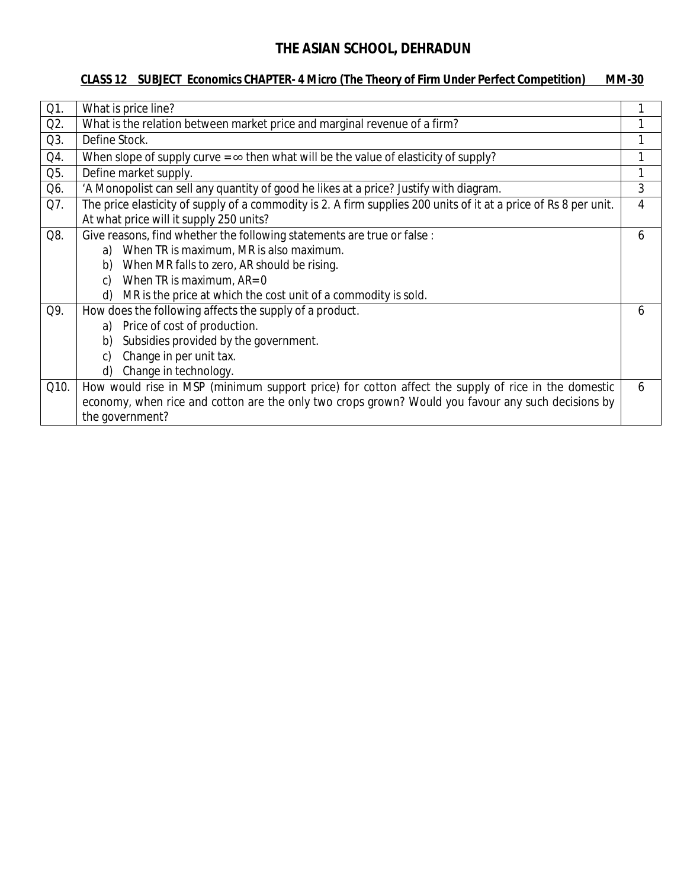# THE ASIAN SCHOOL, DEHRADUN

**CLASS 12 SUBJECT Economics CHAPTER- 4 Micro (The Theory of Firm Under Perfect Competition) MM-30**

| | | |
|---|---|---|
| Q1. | What is price line? | 1 |
| Q2. | What is the relation between market price and marginal revenue of a firm? | 1 |
| Q3. | Define Stock. | 1 |
| Q4. | When slope of supply curve = $\infty$ then what will be the value of elasticity of supply? | 1 |
| Q5. | Define market supply. | 1 |
| Q6. | 'A Monopolist can sell any quantity of good he likes at a price? Justify with diagram. | 3 |
| Q7. | The price elasticity of supply of a commodity is 2. A firm supplies 200 units of it at a price of Rs 8 per unit. At what price will it supply 250 units? | 4 |
| Q8. | Give reasons, find whether the following statements are true or false :<br>a) When TR is maximum, MR is also maximum.<br>b) When MR falls to zero, AR should be rising.<br>c) When TR is maximum, AR= 0<br>d) MR is the price at which the cost unit of a commodity is sold. | 6 |
| Q9. | How does the following affects the supply of a product.<br>a) Price of cost of production.<br>b) Subsidies provided by the government.<br>c) Change in per unit tax.<br>d) Change in technology. | 6 |
| Q10. | How would rise in MSP (minimum support price) for cotton affect the supply of rice in the domestic economy, when rice and cotton are the only two crops grown? Would you favour any such decisions by the government? | 6 |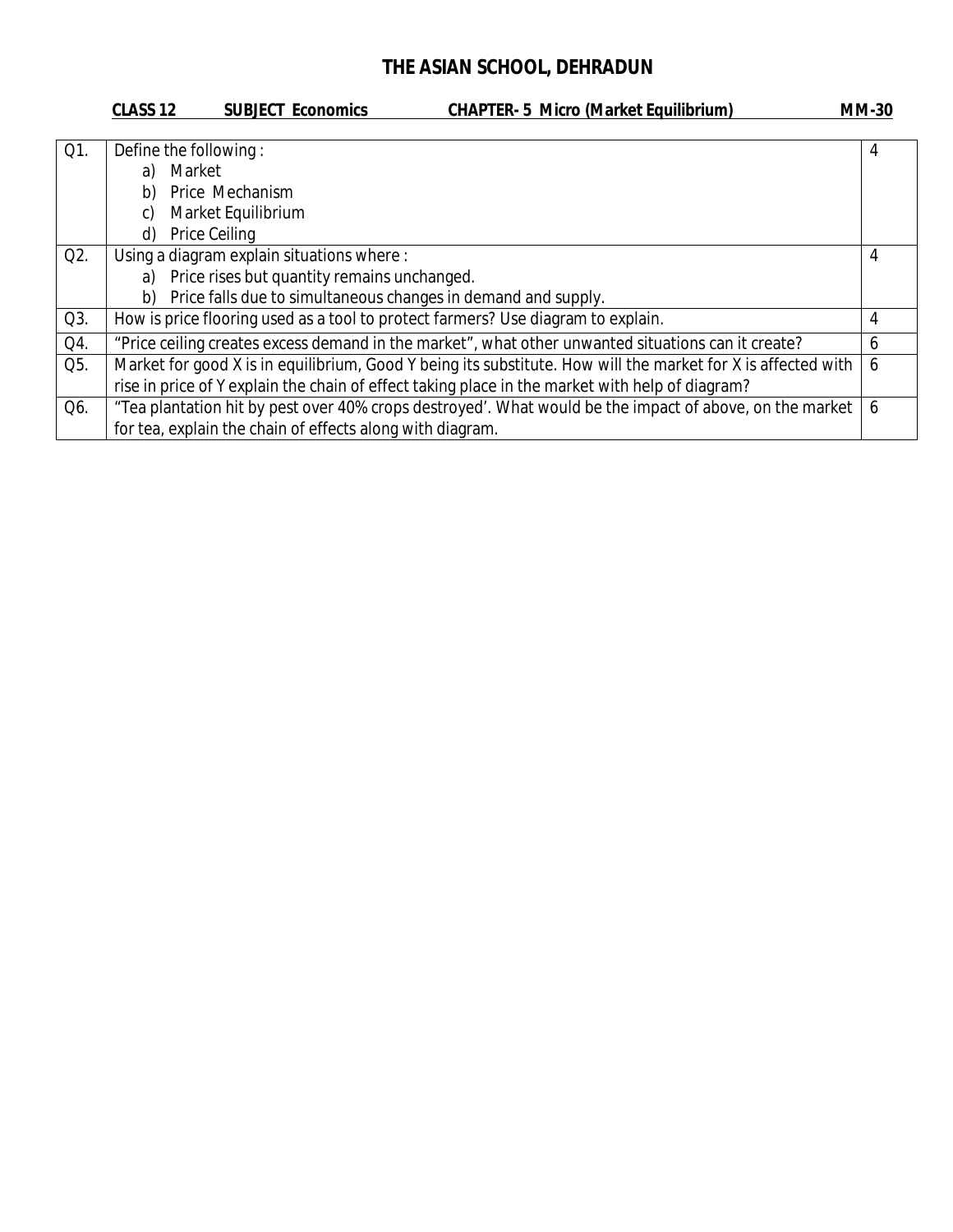# THE ASIAN SCHOOL, DEHRADUN

**CLASS 12** **SUBJECT Economics** **CHAPTER- 5 Micro (Market Equilibrium)** **MM-30**

| | | |
|---|---|---|
| Q1. | Define the following :<br>a) Market<br>b) Price Mechanism<br>c) Market Equilibrium<br>d) Price Ceiling | 4 |
| Q2. | Using a diagram explain situations where :<br>a) Price rises but quantity remains unchanged.<br>b) Price falls due to simultaneous changes in demand and supply. | 4 |
| Q3. | How is price flooring used as a tool to protect farmers? Use diagram to explain. | 4 |
| Q4. | "Price ceiling creates excess demand in the market", what other unwanted situations can it create? | 6 |
| Q5. | Market for good X is in equilibrium, Good Y being its substitute. How will the market for X is affected with rise in price of Y explain the chain of effect taking place in the market with help of diagram? | 6 |
| Q6. | "Tea plantation hit by pest over 40% crops destroyed'. What would be the impact of above, on the market for tea, explain the chain of effects along with diagram. | 6 |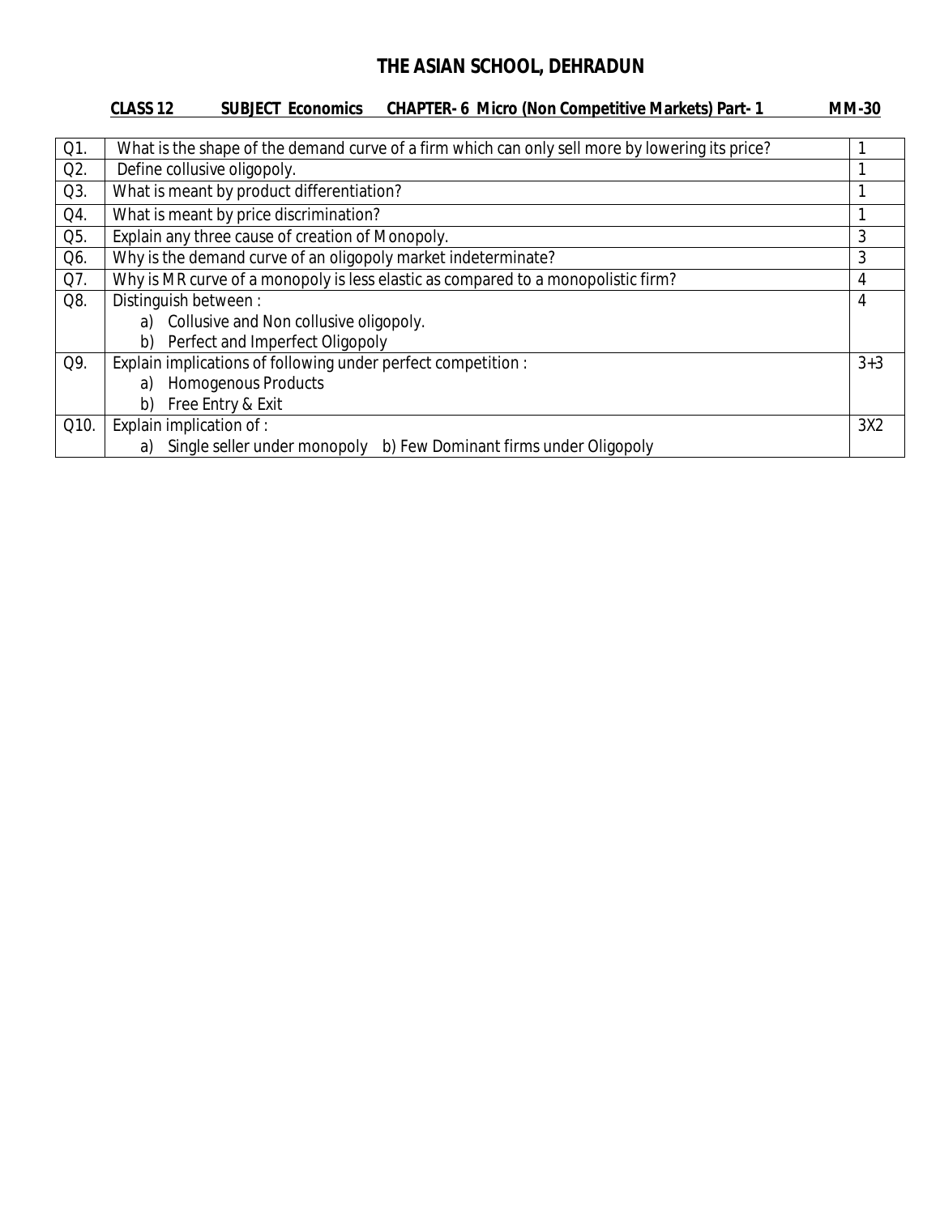# THE ASIAN SCHOOL, DEHRADUN

**CLASS 12 SUBJECT Economics CHAPTER- 6 Micro (Non Competitive Markets) Part- 1 MM-30**

| | | |
|---|---|---|
| Q1. | What is the shape of the demand curve of a firm which can only sell more by lowering its price? | 1 |
| Q2. | Define collusive oligopoly. | 1 |
| Q3. | What is meant by product differentiation? | 1 |
| Q4. | What is meant by price discrimination? | 1 |
| Q5. | Explain any three cause of creation of Monopoly. | 3 |
| Q6. | Why is the demand curve of an oligopoly market indeterminate? | 3 |
| Q7. | Why is MR curve of a monopoly is less elastic as compared to a monopolistic firm? | 4 |
| Q8. | Distinguish between :<br>a) Collusive and Non collusive oligopoly.<br>b) Perfect and Imperfect Oligopoly | 4 |
| Q9. | Explain implications of following under perfect competition :<br>a) Homogenous Products<br>b) Free Entry & Exit | 3+3 |
| Q10. | Explain implication of :<br>a) Single seller under monopoly b) Few Dominant firms under Oligopoly | 3X2 |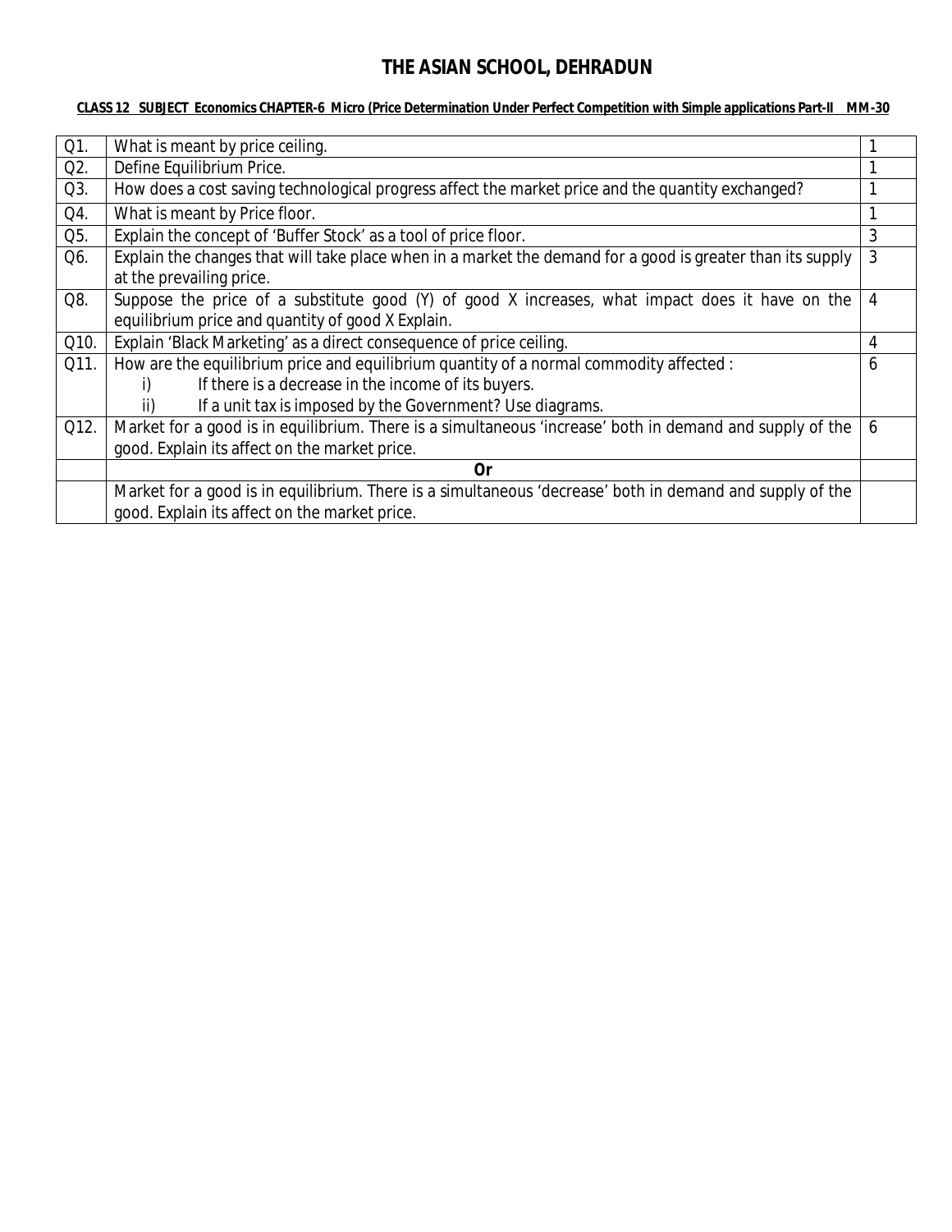# THE ASIAN SCHOOL, DEHRADUN

**CLASS 12 SUBJECT Economics CHAPTER-6 Micro (Price Determination Under Perfect Competition with Simple applications Part-II MM-30**

| | | |
|---|---|---|
| Q1. | What is meant by price ceiling. | 1 |
| Q2. | Define Equilibrium Price. | 1 |
| Q3. | How does a cost saving technological progress affect the market price and the quantity exchanged? | 1 |
| Q4. | What is meant by Price floor. | 1 |
| Q5. | Explain the concept of 'Buffer Stock' as a tool of price floor. | 3 |
| Q6. | Explain the changes that will take place when in a market the demand for a good is greater than its supply at the prevailing price. | 3 |
| Q8. | Suppose the price of a substitute good (Y) of good X increases, what impact does it have on the equilibrium price and quantity of good X Explain. | 4 |
| Q10. | Explain 'Black Marketing' as a direct consequence of price ceiling. | 4 |
| Q11. | How are the equilibrium price and equilibrium quantity of a normal commodity affected : <br> i) If there is a decrease in the income of its buyers. <br> ii) If a unit tax is imposed by the Government? Use diagrams. | 6 |
| Q12. | Market for a good is in equilibrium. There is a simultaneous 'increase' both in demand and supply of the good. Explain its affect on the market price. | 6 |
| | **Or** | |
| | Market for a good is in equilibrium. There is a simultaneous 'decrease' both in demand and supply of the good. Explain its affect on the market price. | |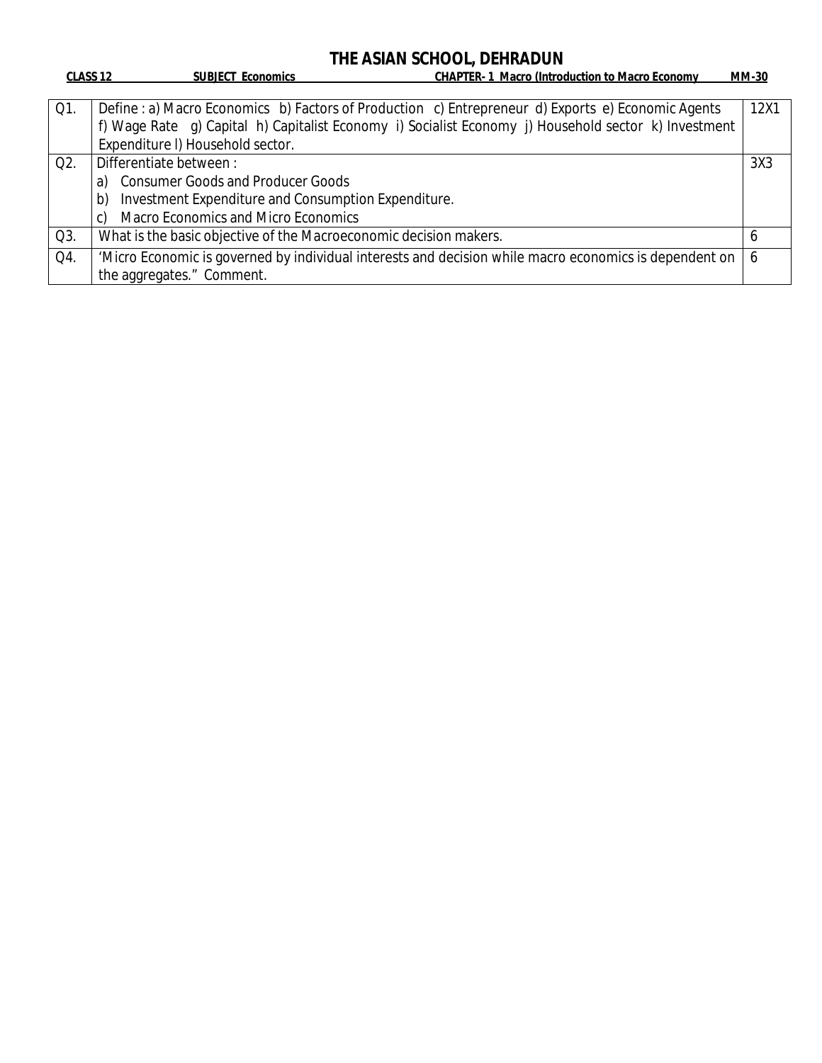# THE ASIAN SCHOOL, DEHRADUN

**CLASS 12** **SUBJECT Economics** **CHAPTER- 1 Macro (Introduction to Macro Economy** **MM-30**

| | | |
|---|---|---|
| Q1. | Define : a) Macro Economics b) Factors of Production c) Entrepreneur d) Exports e) Economic Agents f) Wage Rate g) Capital h) Capitalist Economy i) Socialist Economy j) Household sector k) Investment Expenditure l) Household sector. | 12X1 |
| Q2. | Differentiate between :<br>a) Consumer Goods and Producer Goods<br>b) Investment Expenditure and Consumption Expenditure.<br>c) Macro Economics and Micro Economics | 3X3 |
| Q3. | What is the basic objective of the Macroeconomic decision makers. | 6 |
| Q4. | 'Micro Economic is governed by individual interests and decision while macro economics is dependent on the aggregates." Comment. | 6 |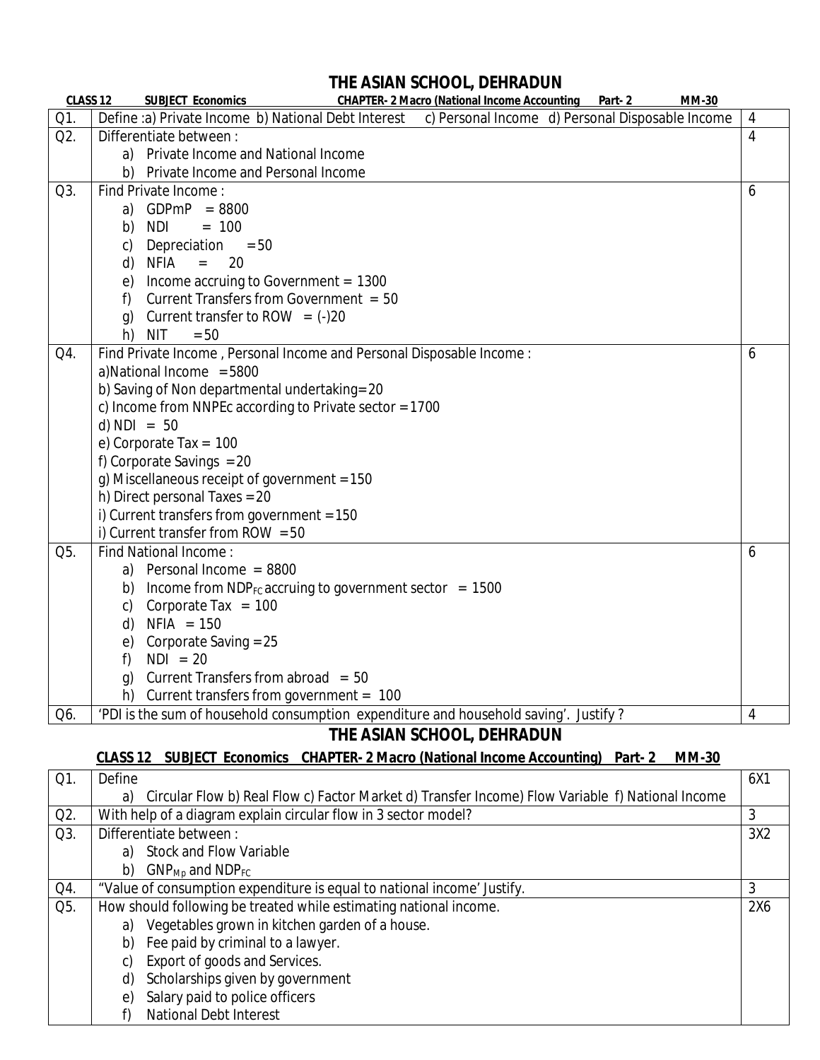# THE ASIAN SCHOOL, DEHRADUN

**CLASS 12 SUBJECT Economics CHAPTER- 2 Macro (National Income Accounting Part- 2 MM-30**

| | | |
|---|---|---|
| Q1. | Define :a) Private Income b) National Debt Interest c) Personal Income d) Personal Disposable Income | 4 |
| Q2. | Differentiate between :<br>a) Private Income and National Income<br>b) Private Income and Personal Income | 4 |
| Q3. | Find Private Income :<br>a) GDPmP = 8800<br>b) NDI = 100<br>c) Depreciation = 50<br>d) NFIA = 20<br>e) Income accruing to Government = 1300<br>f) Current Transfers from Government = 50<br>g) Current transfer to ROW = (-)20<br>h) NIT = 50 | 6 |
| Q4. | Find Private Income , Personal Income and Personal Disposable Income :<br>a)National Income = 5800<br>b) Saving of Non departmental undertaking= 20<br>c) Income from NNPEc according to Private sector = 1700<br>d) NDI = 50<br>e) Corporate Tax = 100<br>f) Corporate Savings = 20<br>g) Miscellaneous receipt of government = 150<br>h) Direct personal Taxes = 20<br>i) Current transfers from government = 150<br>i) Current transfer from ROW = 50 | 6 |
| Q5. | Find National Income :<br>a) Personal Income = 8800<br>b) Income from $NDP_{FC}$ accruing to government sector = 1500<br>c) Corporate Tax = 100<br>d) NFIA = 150<br>e) Corporate Saving = 25<br>f) NDI = 20<br>g) Current Transfers from abroad = 50<br>h) Current transfers from government = 100 | 6 |
| Q6. | 'PDI is the sum of household consumption expenditure and household saving'. Justify ? | 4 |

# THE ASIAN SCHOOL, DEHRADUN

**CLASS 12 SUBJECT Economics CHAPTER- 2 Macro (National Income Accounting) Part- 2 MM-30**

| | | |
|---|---|---|
| Q1. | Define<br>a) Circular Flow b) Real Flow c) Factor Market d) Transfer Income) Flow Variable f) National Income | 6X1 |
| Q2. | With help of a diagram explain circular flow in 3 sector model? | 3 |
| Q3. | Differentiate between :<br>a) Stock and Flow Variable<br>b) $GNP_{Mp}$ and $NDP_{FC}$ | 3X2 |
| Q4. | "Value of consumption expenditure is equal to national income' Justify. | 3 |
| Q5. | How should following be treated while estimating national income.<br>a) Vegetables grown in kitchen garden of a house.<br>b) Fee paid by criminal to a lawyer.<br>c) Export of goods and Services.<br>d) Scholarships given by government<br>e) Salary paid to police officers<br>f) National Debt Interest | 2X6 |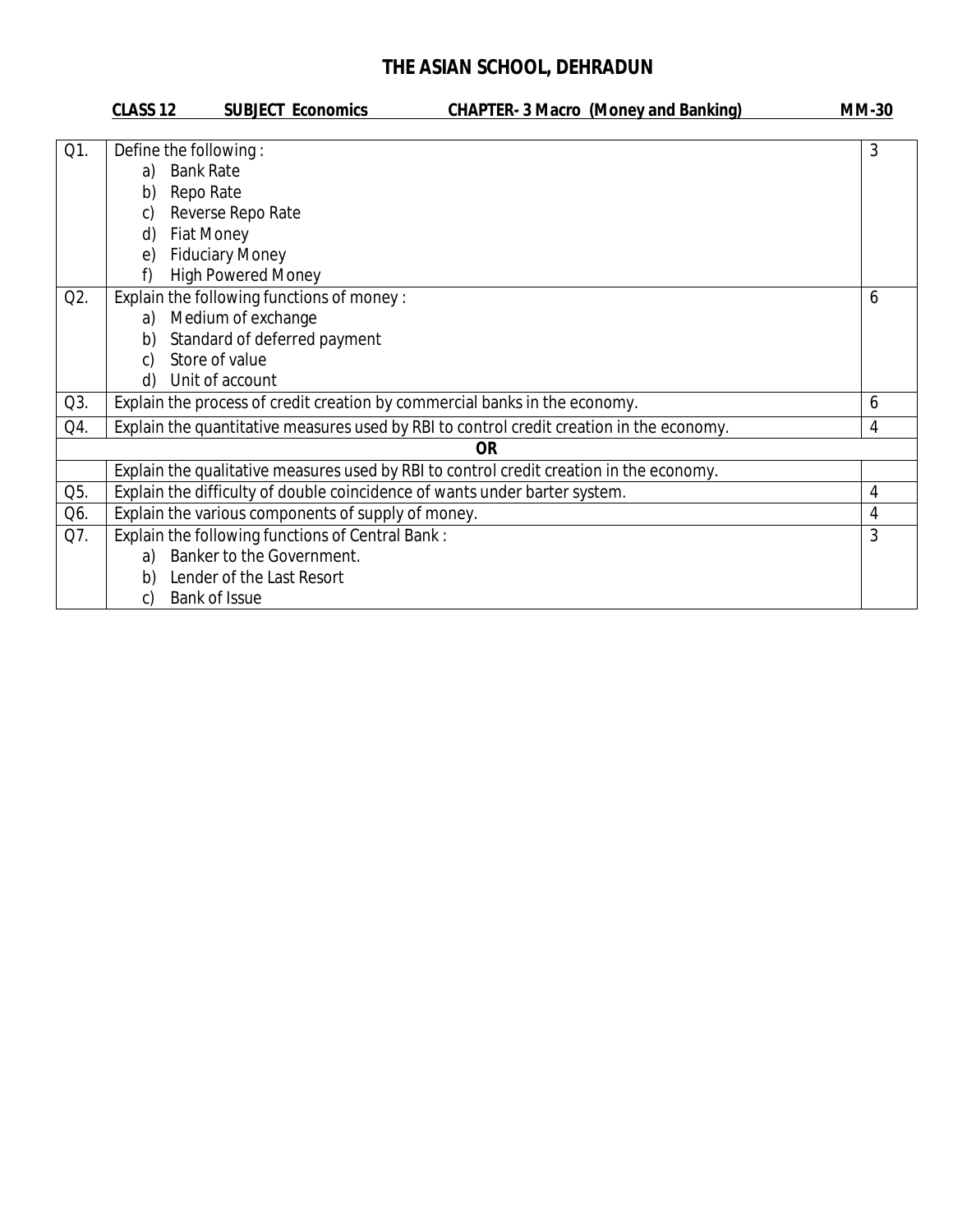# THE ASIAN SCHOOL, DEHRADUN

**CLASS 12 SUBJECT Economics CHAPTER- 3 Macro (Money and Banking) MM-30**

| | | |
|---|---|---|
| Q1. | Define the following :<br>a) Bank Rate<br>b) Repo Rate<br>c) Reverse Repo Rate<br>d) Fiat Money<br>e) Fiduciary Money<br>f) High Powered Money | 3 |
| Q2. | Explain the following functions of money :<br>a) Medium of exchange<br>b) Standard of deferred payment<br>c) Store of value<br>d) Unit of account | 6 |
| Q3. | Explain the process of credit creation by commercial banks in the economy. | 6 |
| Q4. | Explain the quantitative measures used by RBI to control credit creation in the economy. | 4 |
| | **OR** | |
| | Explain the qualitative measures used by RBI to control credit creation in the economy. | |
| Q5. | Explain the difficulty of double coincidence of wants under barter system. | 4 |
| Q6. | Explain the various components of supply of money. | 4 |
| Q7. | Explain the following functions of Central Bank :<br>a) Banker to the Government.<br>b) Lender of the Last Resort<br>c) Bank of Issue | 3 |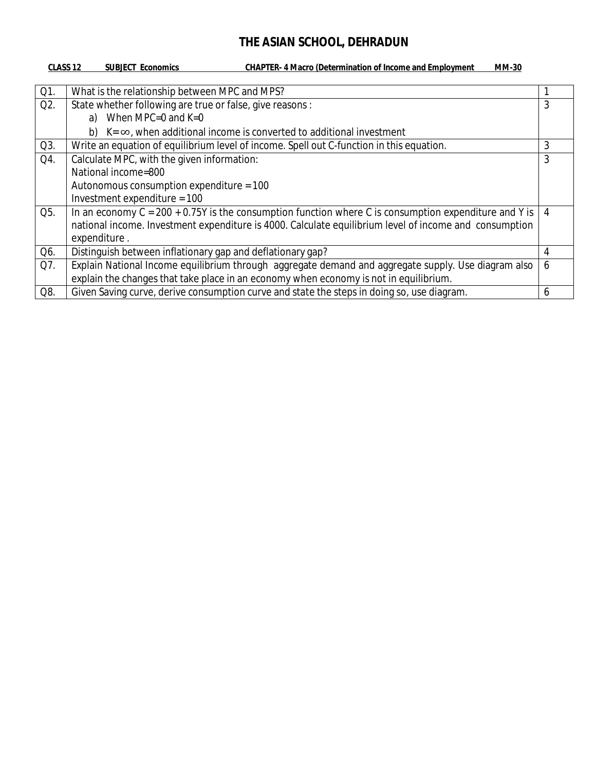# THE ASIAN SCHOOL, DEHRADUN

**CLASS 12 SUBJECT Economics CHAPTER- 4 Macro (Determination of Income and Employment MM-30**

| | | |
|---|---|---|
| Q1. | What is the relationship between MPC and MPS? | 1 |
| Q2. | State whether following are true or false, give reasons :<br>a) When MPC=0 and K=0<br>b) $K=\infty$, when additional income is converted to additional investment | 3 |
| Q3. | Write an equation of equilibrium level of income. Spell out C-function in this equation. | 3 |
| Q4. | Calculate MPC, with the given information:<br>National income=800<br>Autonomous consumption expenditure = 100<br>Investment expenditure = 100 | 3 |
| Q5. | In an economy $C = 200 + 0.75Y$ is the consumption function where C is consumption expenditure and Y is national income. Investment expenditure is 4000. Calculate equilibrium level of income and consumption expenditure . | 4 |
| Q6. | Distinguish between inflationary gap and deflationary gap? | 4 |
| Q7. | Explain National Income equilibrium through aggregate demand and aggregate supply. Use diagram also explain the changes that take place in an economy when economy is not in equilibrium. | 6 |
| Q8. | Given Saving curve, derive consumption curve and state the steps in doing so, use diagram. | 6 |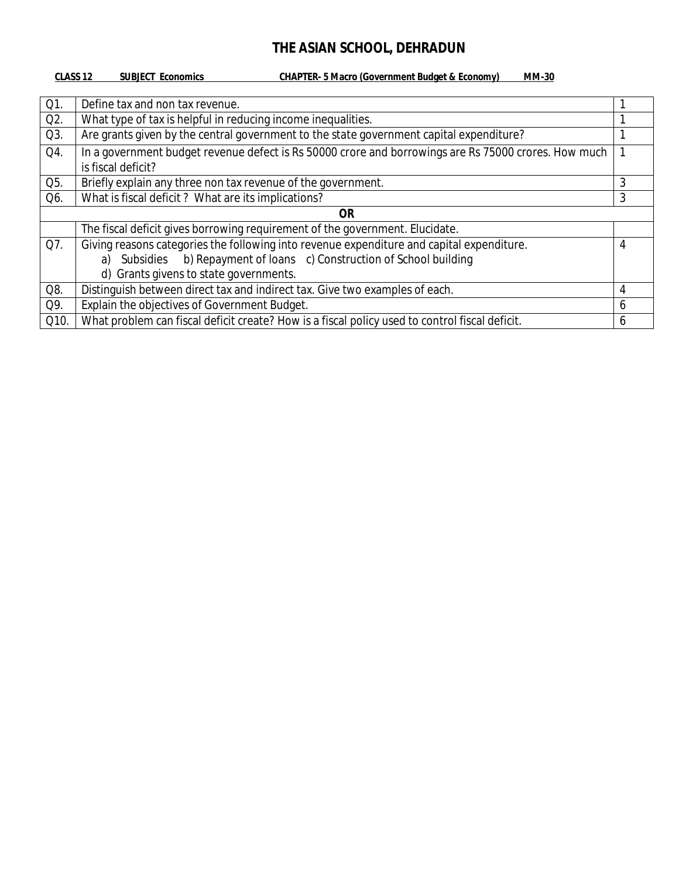# THE ASIAN SCHOOL, DEHRADUN

**CLASS 12 SUBJECT Economics CHAPTER- 5 Macro (Government Budget & Economy) MM-30**

| | | |
|---|---|---|
| Q1. | Define tax and non tax revenue. | 1 |
| Q2. | What type of tax is helpful in reducing income inequalities. | 1 |
| Q3. | Are grants given by the central government to the state government capital expenditure? | 1 |
| Q4. | In a government budget revenue defect is Rs 50000 crore and borrowings are Rs 75000 crores. How much is fiscal deficit? | 1 |
| Q5. | Briefly explain any three non tax revenue of the government. | 3 |
| Q6. | What is fiscal deficit ? What are its implications? | 3 |
| | **OR** | |
| | The fiscal deficit gives borrowing requirement of the government. Elucidate. | |
| Q7. | Giving reasons categories the following into revenue expenditure and capital expenditure.<br>a) Subsidies b) Repayment of loans c) Construction of School building<br>d) Grants givens to state governments. | 4 |
| Q8. | Distinguish between direct tax and indirect tax. Give two examples of each. | 4 |
| Q9. | Explain the objectives of Government Budget. | 6 |
| Q10. | What problem can fiscal deficit create? How is a fiscal policy used to control fiscal deficit. | 6 |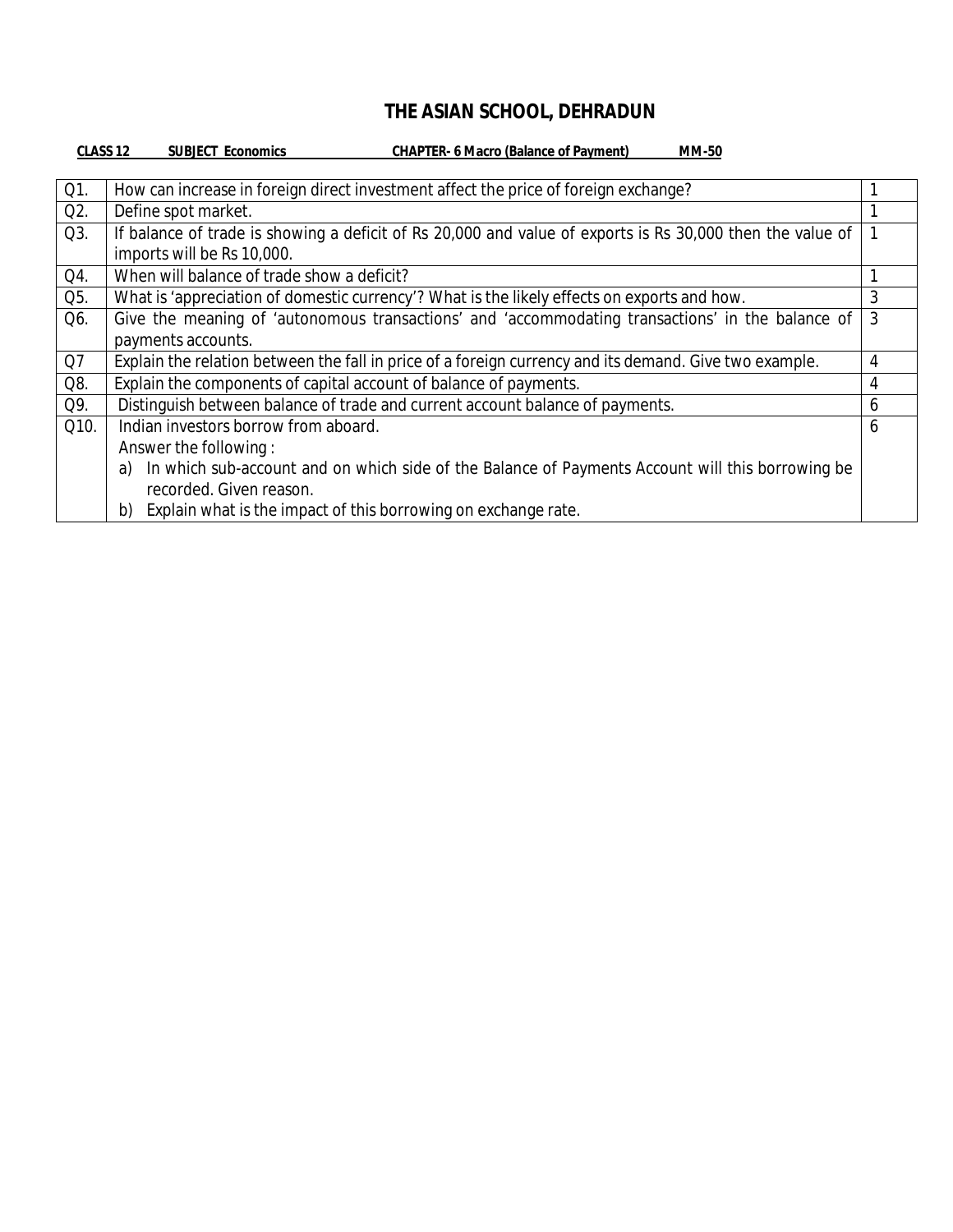# THE ASIAN SCHOOL, DEHRADUN

**CLASS 12 SUBJECT Economics CHAPTER- 6 Macro (Balance of Payment) MM-50**

| | | |
|---|---|---|
| Q1. | How can increase in foreign direct investment affect the price of foreign exchange? | 1 |
| Q2. | Define spot market. | 1 |
| Q3. | If balance of trade is showing a deficit of Rs 20,000 and value of exports is Rs 30,000 then the value of imports will be Rs 10,000. | 1 |
| Q4. | When will balance of trade show a deficit? | 1 |
| Q5. | What is 'appreciation of domestic currency'? What is the likely effects on exports and how. | 3 |
| Q6. | Give the meaning of 'autonomous transactions' and 'accommodating transactions' in the balance of payments accounts. | 3 |
| Q7 | Explain the relation between the fall in price of a foreign currency and its demand. Give two example. | 4 |
| Q8. | Explain the components of capital account of balance of payments. | 4 |
| Q9. | Distinguish between balance of trade and current account balance of payments. | 6 |
| Q10. | Indian investors borrow from aboard.<br>Answer the following :<br>a) In which sub-account and on which side of the Balance of Payments Account will this borrowing be recorded. Given reason.<br>b) Explain what is the impact of this borrowing on exchange rate. | 6 |